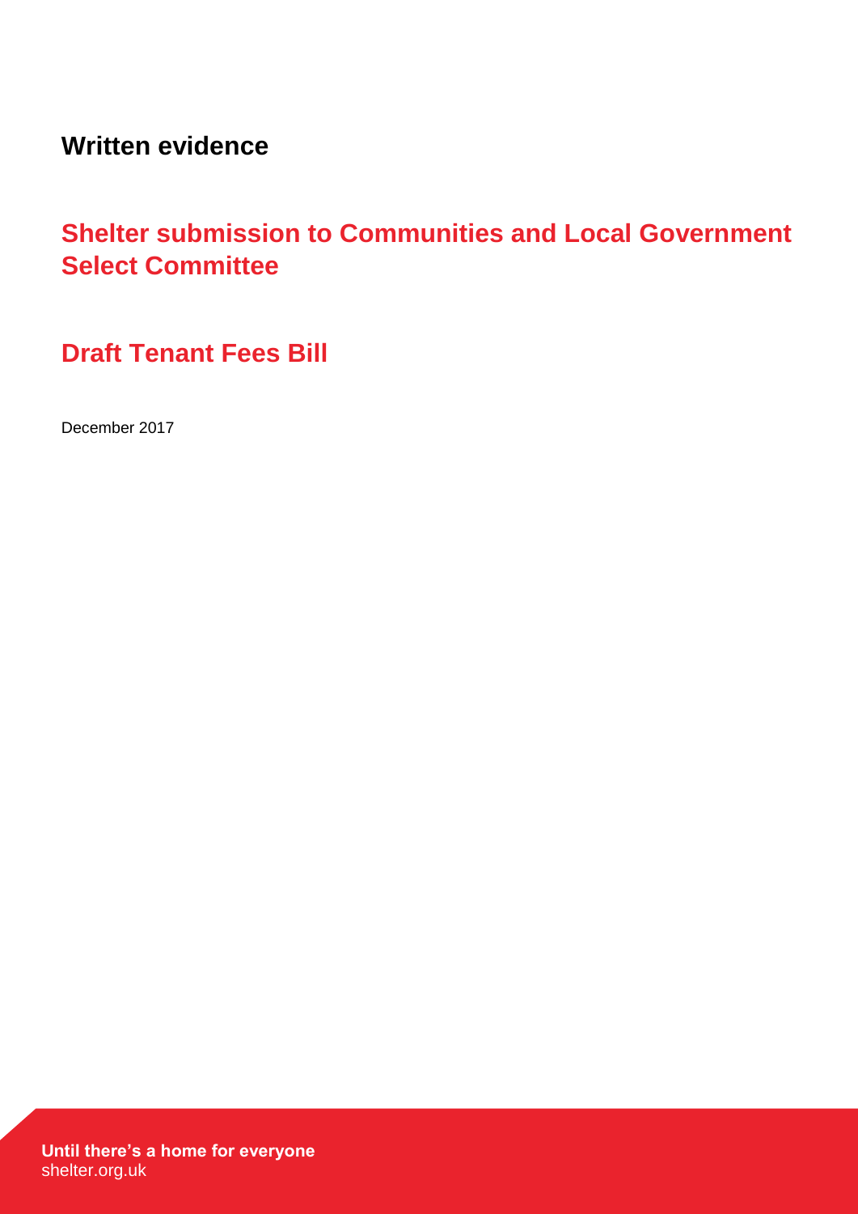**Written evidence**

# Shelter submission to Communities and Local Government Select Committee

## Draft Tenant Fees Bill

December 2017

**Until there's a home for everyone**
shelter.org.uk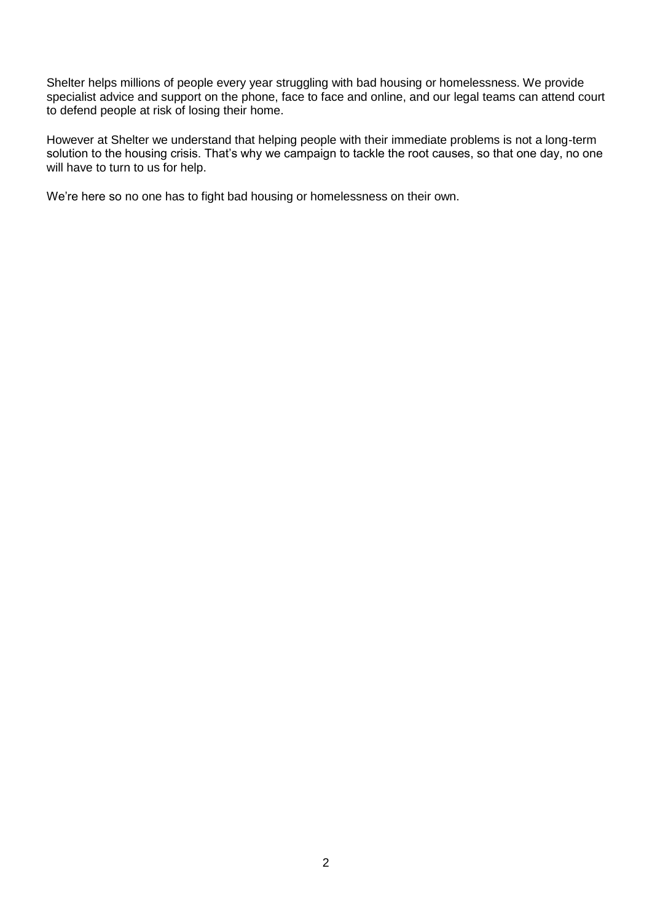Shelter helps millions of people every year struggling with bad housing or homelessness. We provide specialist advice and support on the phone, face to face and online, and our legal teams can attend court to defend people at risk of losing their home.

However at Shelter we understand that helping people with their immediate problems is not a long-term solution to the housing crisis. That's why we campaign to tackle the root causes, so that one day, no one will have to turn to us for help.

We're here so no one has to fight bad housing or homelessness on their own.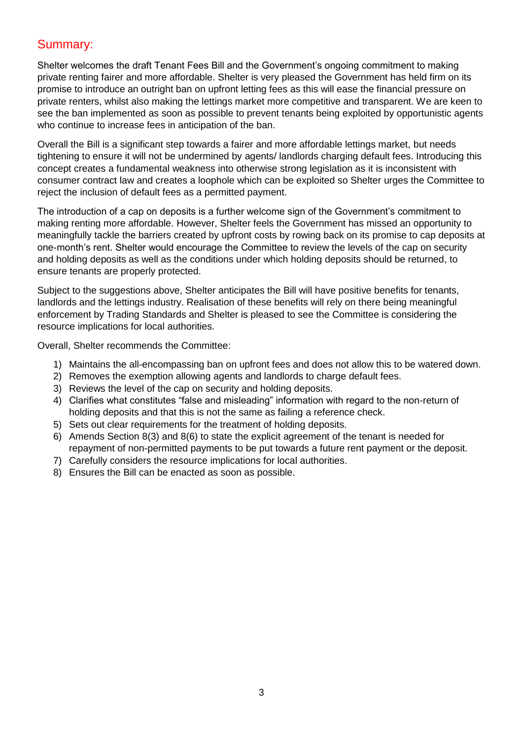## Summary:

Shelter welcomes the draft Tenant Fees Bill and the Government's ongoing commitment to making private renting fairer and more affordable. Shelter is very pleased the Government has held firm on its promise to introduce an outright ban on upfront letting fees as this will ease the financial pressure on private renters, whilst also making the lettings market more competitive and transparent. We are keen to see the ban implemented as soon as possible to prevent tenants being exploited by opportunistic agents who continue to increase fees in anticipation of the ban.

Overall the Bill is a significant step towards a fairer and more affordable lettings market, but needs tightening to ensure it will not be undermined by agents/ landlords charging default fees. Introducing this concept creates a fundamental weakness into otherwise strong legislation as it is inconsistent with consumer contract law and creates a loophole which can be exploited so Shelter urges the Committee to reject the inclusion of default fees as a permitted payment.

The introduction of a cap on deposits is a further welcome sign of the Government's commitment to making renting more affordable. However, Shelter feels the Government has missed an opportunity to meaningfully tackle the barriers created by upfront costs by rowing back on its promise to cap deposits at one-month's rent. Shelter would encourage the Committee to review the levels of the cap on security and holding deposits as well as the conditions under which holding deposits should be returned, to ensure tenants are properly protected.

Subject to the suggestions above, Shelter anticipates the Bill will have positive benefits for tenants, landlords and the lettings industry. Realisation of these benefits will rely on there being meaningful enforcement by Trading Standards and Shelter is pleased to see the Committee is considering the resource implications for local authorities.

Overall, Shelter recommends the Committee:

1) Maintains the all-encompassing ban on upfront fees and does not allow this to be watered down.
2) Removes the exemption allowing agents and landlords to charge default fees.
3) Reviews the level of the cap on security and holding deposits.
4) Clarifies what constitutes "false and misleading" information with regard to the non-return of holding deposits and that this is not the same as failing a reference check.
5) Sets out clear requirements for the treatment of holding deposits.
6) Amends Section 8(3) and 8(6) to state the explicit agreement of the tenant is needed for repayment of non-permitted payments to be put towards a future rent payment or the deposit.
7) Carefully considers the resource implications for local authorities.
8) Ensures the Bill can be enacted as soon as possible.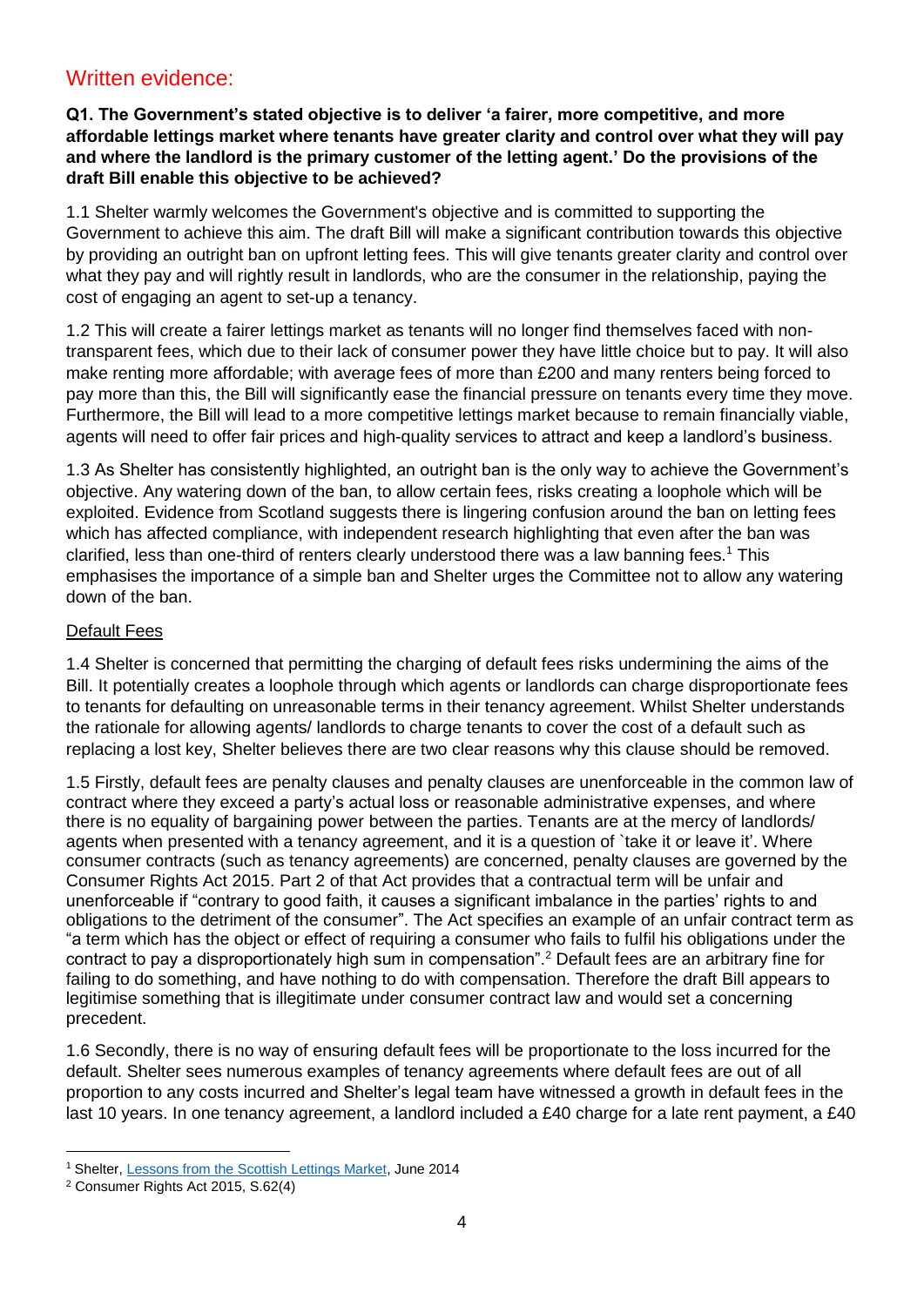## Written evidence:

**Q1. The Government's stated objective is to deliver 'a fairer, more competitive, and more affordable lettings market where tenants have greater clarity and control over what they will pay and where the landlord is the primary customer of the letting agent.' Do the provisions of the draft Bill enable this objective to be achieved?**

1.1 Shelter warmly welcomes the Government's objective and is committed to supporting the Government to achieve this aim. The draft Bill will make a significant contribution towards this objective by providing an outright ban on upfront letting fees. This will give tenants greater clarity and control over what they pay and will rightly result in landlords, who are the consumer in the relationship, paying the cost of engaging an agent to set-up a tenancy.

1.2 This will create a fairer lettings market as tenants will no longer find themselves faced with non-transparent fees, which due to their lack of consumer power they have little choice but to pay. It will also make renting more affordable; with average fees of more than £200 and many renters being forced to pay more than this, the Bill will significantly ease the financial pressure on tenants every time they move. Furthermore, the Bill will lead to a more competitive lettings market because to remain financially viable, agents will need to offer fair prices and high-quality services to attract and keep a landlord's business.

1.3 As Shelter has consistently highlighted, an outright ban is the only way to achieve the Government's objective. Any watering down of the ban, to allow certain fees, risks creating a loophole which will be exploited. Evidence from Scotland suggests there is lingering confusion around the ban on letting fees which has affected compliance, with independent research highlighting that even after the ban was clarified, less than one-third of renters clearly understood there was a law banning fees.[1] This emphasises the importance of a simple ban and Shelter urges the Committee not to allow any watering down of the ban.

### Default Fees

1.4 Shelter is concerned that permitting the charging of default fees risks undermining the aims of the Bill. It potentially creates a loophole through which agents or landlords can charge disproportionate fees to tenants for defaulting on unreasonable terms in their tenancy agreement. Whilst Shelter understands the rationale for allowing agents/ landlords to charge tenants to cover the cost of a default such as replacing a lost key, Shelter believes there are two clear reasons why this clause should be removed.

1.5 Firstly, default fees are penalty clauses and penalty clauses are unenforceable in the common law of contract where they exceed a party's actual loss or reasonable administrative expenses, and where there is no equality of bargaining power between the parties. Tenants are at the mercy of landlords/ agents when presented with a tenancy agreement, and it is a question of 'take it or leave it'. Where consumer contracts (such as tenancy agreements) are concerned, penalty clauses are governed by the Consumer Rights Act 2015. Part 2 of that Act provides that a contractual term will be unfair and unenforceable if "contrary to good faith, it causes a significant imbalance in the parties' rights to and obligations to the detriment of the consumer". The Act specifies an example of an unfair contract term as "a term which has the object or effect of requiring a consumer who fails to fulfil his obligations under the contract to pay a disproportionately high sum in compensation".[2] Default fees are an arbitrary fine for failing to do something, and have nothing to do with compensation. Therefore the draft Bill appears to legitimise something that is illegitimate under consumer contract law and would set a concerning precedent.

1.6 Secondly, there is no way of ensuring default fees will be proportionate to the loss incurred for the default. Shelter sees numerous examples of tenancy agreements where default fees are out of all proportion to any costs incurred and Shelter's legal team have witnessed a growth in default fees in the last 10 years. In one tenancy agreement, a landlord included a £40 charge for a late rent payment, a £40

---

[1] Shelter, Lessons from the Scottish Lettings Market, June 2014

[2] Consumer Rights Act 2015, S.62(4)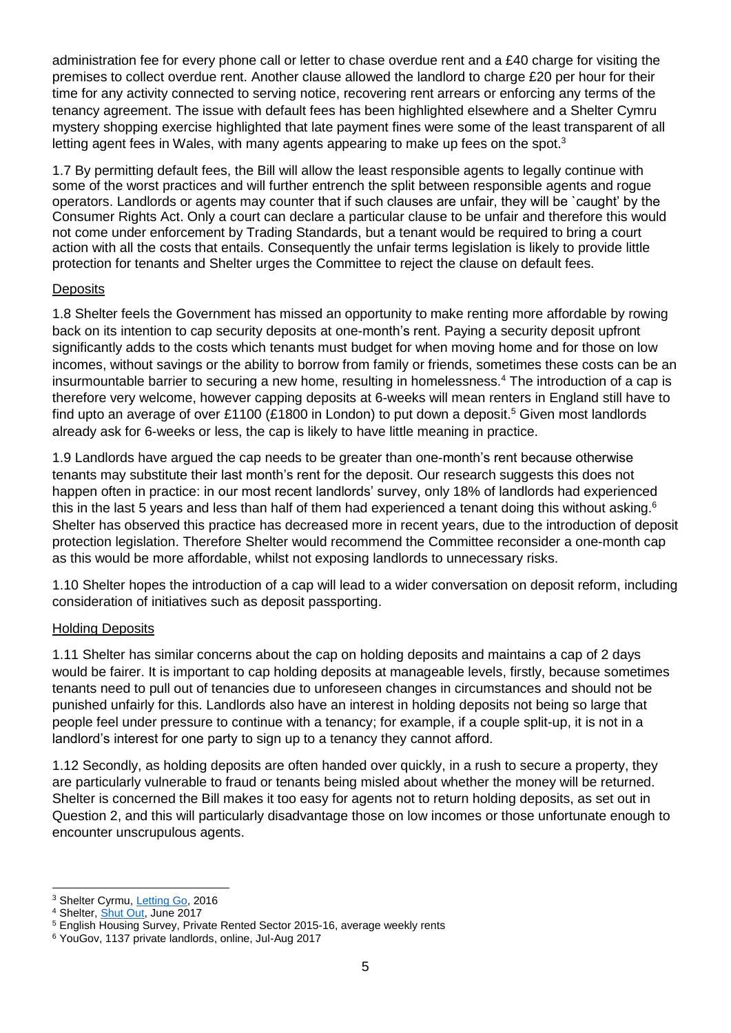administration fee for every phone call or letter to chase overdue rent and a £40 charge for visiting the premises to collect overdue rent. Another clause allowed the landlord to charge £20 per hour for their time for any activity connected to serving notice, recovering rent arrears or enforcing any terms of the tenancy agreement. The issue with default fees has been highlighted elsewhere and a Shelter Cymru mystery shopping exercise highlighted that late payment fines were some of the least transparent of all letting agent fees in Wales, with many agents appearing to make up fees on the spot.[3]

1.7 By permitting default fees, the Bill will allow the least responsible agents to legally continue with some of the worst practices and will further entrench the split between responsible agents and rogue operators. Landlords or agents may counter that if such clauses are unfair, they will be `caught' by the Consumer Rights Act. Only a court can declare a particular clause to be unfair and therefore this would not come under enforcement by Trading Standards, but a tenant would be required to bring a court action with all the costs that entails. Consequently the unfair terms legislation is likely to provide little protection for tenants and Shelter urges the Committee to reject the clause on default fees.

<u>Deposits</u>

1.8 Shelter feels the Government has missed an opportunity to make renting more affordable by rowing back on its intention to cap security deposits at one-month's rent. Paying a security deposit upfront significantly adds to the costs which tenants must budget for when moving home and for those on low incomes, without savings or the ability to borrow from family or friends, sometimes these costs can be an insurmountable barrier to securing a new home, resulting in homelessness.[4] The introduction of a cap is therefore very welcome, however capping deposits at 6-weeks will mean renters in England still have to find upto an average of over £1100 (£1800 in London) to put down a deposit.[5] Given most landlords already ask for 6-weeks or less, the cap is likely to have little meaning in practice.

1.9 Landlords have argued the cap needs to be greater than one-month's rent because otherwise tenants may substitute their last month's rent for the deposit. Our research suggests this does not happen often in practice: in our most recent landlords' survey, only 18% of landlords had experienced this in the last 5 years and less than half of them had experienced a tenant doing this without asking.[6] Shelter has observed this practice has decreased more in recent years, due to the introduction of deposit protection legislation. Therefore Shelter would recommend the Committee reconsider a one-month cap as this would be more affordable, whilst not exposing landlords to unnecessary risks.

1.10 Shelter hopes the introduction of a cap will lead to a wider conversation on deposit reform, including consideration of initiatives such as deposit passporting.

<u>Holding Deposits</u>

1.11 Shelter has similar concerns about the cap on holding deposits and maintains a cap of 2 days would be fairer. It is important to cap holding deposits at manageable levels, firstly, because sometimes tenants need to pull out of tenancies due to unforeseen changes in circumstances and should not be punished unfairly for this. Landlords also have an interest in holding deposits not being so large that people feel under pressure to continue with a tenancy; for example, if a couple split-up, it is not in a landlord's interest for one party to sign up to a tenancy they cannot afford.

1.12 Secondly, as holding deposits are often handed over quickly, in a rush to secure a property, they are particularly vulnerable to fraud or tenants being misled about whether the money will be returned. Shelter is concerned the Bill makes it too easy for agents not to return holding deposits, as set out in Question 2, and this will particularly disadvantage those on low incomes or those unfortunate enough to encounter unscrupulous agents.

---

[3] Shelter Cyrmu, Letting Go, 2016

[4] Shelter, Shut Out, June 2017

[5] English Housing Survey, Private Rented Sector 2015-16, average weekly rents

[6] YouGov, 1137 private landlords, online, Jul-Aug 2017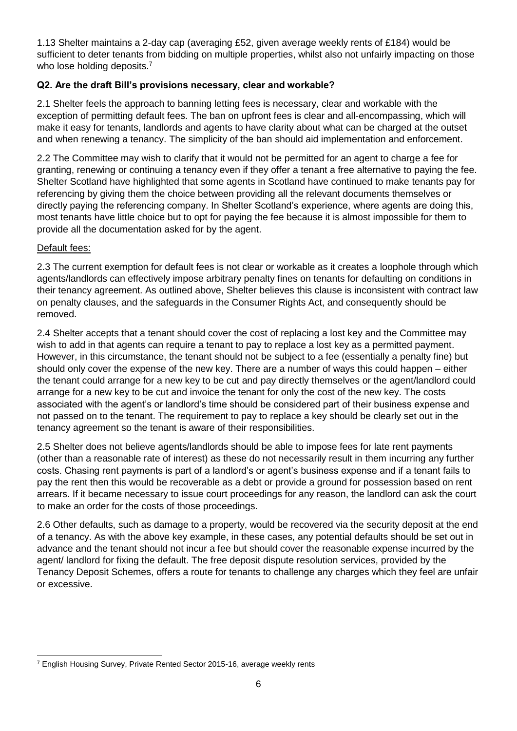1.13 Shelter maintains a 2-day cap (averaging £52, given average weekly rents of £184) would be sufficient to deter tenants from bidding on multiple properties, whilst also not unfairly impacting on those who lose holding deposits.[7]

**Q2. Are the draft Bill's provisions necessary, clear and workable?**

2.1 Shelter feels the approach to banning letting fees is necessary, clear and workable with the exception of permitting default fees. The ban on upfront fees is clear and all-encompassing, which will make it easy for tenants, landlords and agents to have clarity about what can be charged at the outset and when renewing a tenancy. The simplicity of the ban should aid implementation and enforcement.

2.2 The Committee may wish to clarify that it would not be permitted for an agent to charge a fee for granting, renewing or continuing a tenancy even if they offer a tenant a free alternative to paying the fee. Shelter Scotland have highlighted that some agents in Scotland have continued to make tenants pay for referencing by giving them the choice between providing all the relevant documents themselves or directly paying the referencing company. In Shelter Scotland's experience, where agents are doing this, most tenants have little choice but to opt for paying the fee because it is almost impossible for them to provide all the documentation asked for by the agent.

<u>Default fees:</u>

2.3 The current exemption for default fees is not clear or workable as it creates a loophole through which agents/landlords can effectively impose arbitrary penalty fines on tenants for defaulting on conditions in their tenancy agreement. As outlined above, Shelter believes this clause is inconsistent with contract law on penalty clauses, and the safeguards in the Consumer Rights Act, and consequently should be removed.

2.4 Shelter accepts that a tenant should cover the cost of replacing a lost key and the Committee may wish to add in that agents can require a tenant to pay to replace a lost key as a permitted payment. However, in this circumstance, the tenant should not be subject to a fee (essentially a penalty fine) but should only cover the expense of the new key. There are a number of ways this could happen – either the tenant could arrange for a new key to be cut and pay directly themselves or the agent/landlord could arrange for a new key to be cut and invoice the tenant for only the cost of the new key. The costs associated with the agent's or landlord's time should be considered part of their business expense and not passed on to the tenant. The requirement to pay to replace a key should be clearly set out in the tenancy agreement so the tenant is aware of their responsibilities.

2.5 Shelter does not believe agents/landlords should be able to impose fees for late rent payments (other than a reasonable rate of interest) as these do not necessarily result in them incurring any further costs. Chasing rent payments is part of a landlord's or agent's business expense and if a tenant fails to pay the rent then this would be recoverable as a debt or provide a ground for possession based on rent arrears. If it became necessary to issue court proceedings for any reason, the landlord can ask the court to make an order for the costs of those proceedings.

2.6 Other defaults, such as damage to a property, would be recovered via the security deposit at the end of a tenancy. As with the above key example, in these cases, any potential defaults should be set out in advance and the tenant should not incur a fee but should cover the reasonable expense incurred by the agent/ landlord for fixing the default. The free deposit dispute resolution services, provided by the Tenancy Deposit Schemes, offers a route for tenants to challenge any charges which they feel are unfair or excessive.

---

[7] English Housing Survey, Private Rented Sector 2015-16, average weekly rents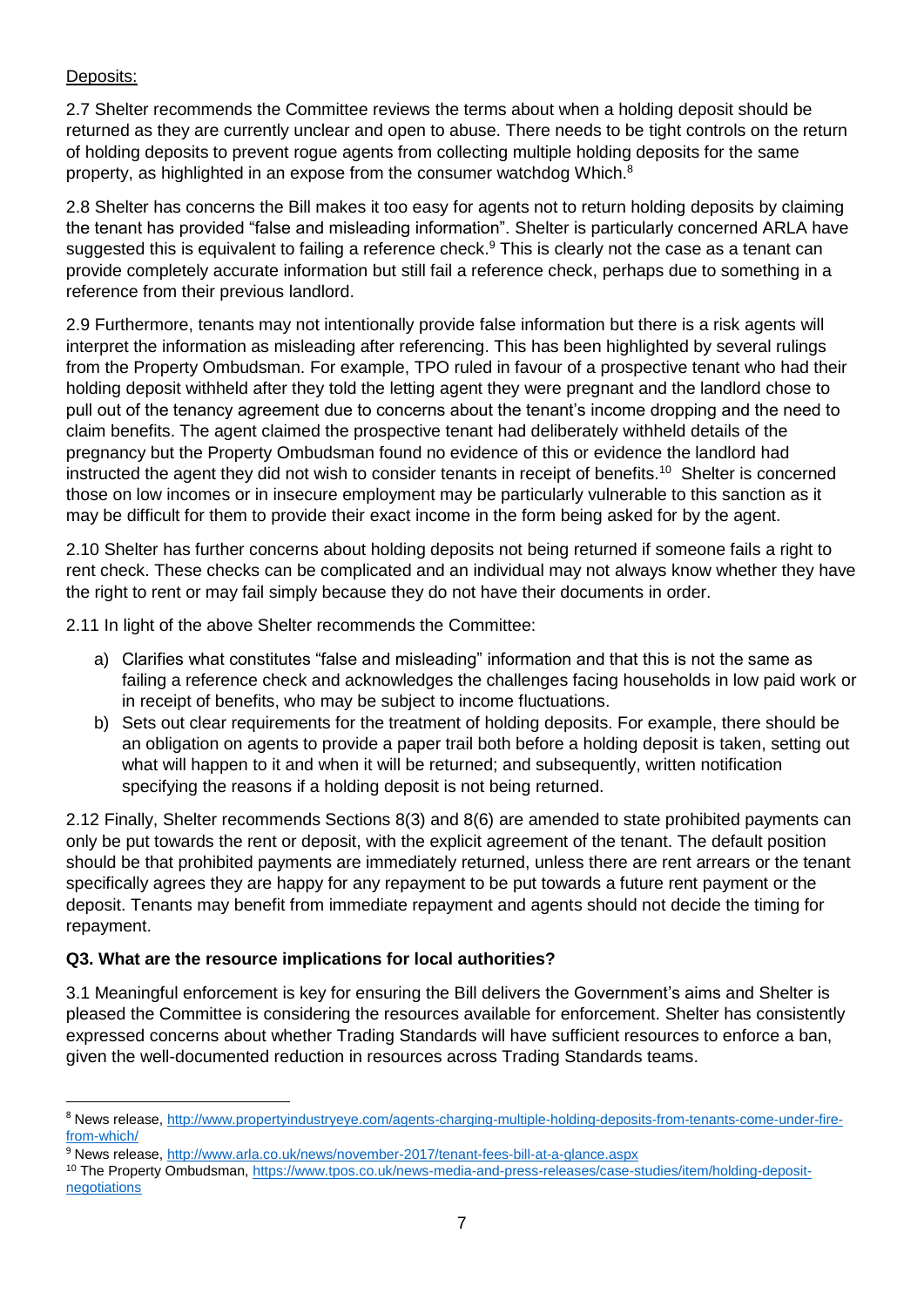Deposits:

2.7 Shelter recommends the Committee reviews the terms about when a holding deposit should be returned as they are currently unclear and open to abuse. There needs to be tight controls on the return of holding deposits to prevent rogue agents from collecting multiple holding deposits for the same property, as highlighted in an expose from the consumer watchdog Which.[8]

2.8 Shelter has concerns the Bill makes it too easy for agents not to return holding deposits by claiming the tenant has provided "false and misleading information". Shelter is particularly concerned ARLA have suggested this is equivalent to failing a reference check.[9] This is clearly not the case as a tenant can provide completely accurate information but still fail a reference check, perhaps due to something in a reference from their previous landlord.

2.9 Furthermore, tenants may not intentionally provide false information but there is a risk agents will interpret the information as misleading after referencing. This has been highlighted by several rulings from the Property Ombudsman. For example, TPO ruled in favour of a prospective tenant who had their holding deposit withheld after they told the letting agent they were pregnant and the landlord chose to pull out of the tenancy agreement due to concerns about the tenant's income dropping and the need to claim benefits. The agent claimed the prospective tenant had deliberately withheld details of the pregnancy but the Property Ombudsman found no evidence of this or evidence the landlord had instructed the agent they did not wish to consider tenants in receipt of benefits.[10] Shelter is concerned those on low incomes or in insecure employment may be particularly vulnerable to this sanction as it may be difficult for them to provide their exact income in the form being asked for by the agent.

2.10 Shelter has further concerns about holding deposits not being returned if someone fails a right to rent check. These checks can be complicated and an individual may not always know whether they have the right to rent or may fail simply because they do not have their documents in order.

2.11 In light of the above Shelter recommends the Committee:

a) Clarifies what constitutes "false and misleading" information and that this is not the same as failing a reference check and acknowledges the challenges facing households in low paid work or in receipt of benefits, who may be subject to income fluctuations.
b) Sets out clear requirements for the treatment of holding deposits. For example, there should be an obligation on agents to provide a paper trail both before a holding deposit is taken, setting out what will happen to it and when it will be returned; and subsequently, written notification specifying the reasons if a holding deposit is not being returned.

2.12 Finally, Shelter recommends Sections 8(3) and 8(6) are amended to state prohibited payments can only be put towards the rent or deposit, with the explicit agreement of the tenant. The default position should be that prohibited payments are immediately returned, unless there are rent arrears or the tenant specifically agrees they are happy for any repayment to be put towards a future rent payment or the deposit. Tenants may benefit from immediate repayment and agents should not decide the timing for repayment.

**Q3. What are the resource implications for local authorities?**

3.1 Meaningful enforcement is key for ensuring the Bill delivers the Government's aims and Shelter is pleased the Committee is considering the resources available for enforcement. Shelter has consistently expressed concerns about whether Trading Standards will have sufficient resources to enforce a ban, given the well-documented reduction in resources across Trading Standards teams.

---

[8] News release, http://www.propertyindustryeye.com/agents-charging-multiple-holding-deposits-from-tenants-come-under-fire-from-which/

[9] News release, http://www.arla.co.uk/news/november-2017/tenant-fees-bill-at-a-glance.aspx

[10] The Property Ombudsman, https://www.tpos.co.uk/news-media-and-press-releases/case-studies/item/holding-deposit-negotiations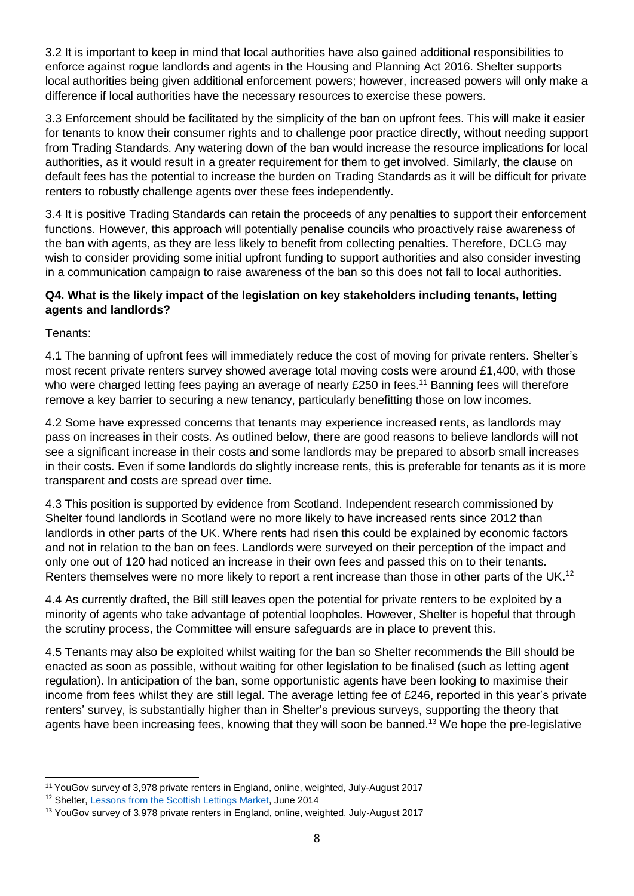3.2 It is important to keep in mind that local authorities have also gained additional responsibilities to enforce against rogue landlords and agents in the Housing and Planning Act 2016. Shelter supports local authorities being given additional enforcement powers; however, increased powers will only make a difference if local authorities have the necessary resources to exercise these powers.

3.3 Enforcement should be facilitated by the simplicity of the ban on upfront fees. This will make it easier for tenants to know their consumer rights and to challenge poor practice directly, without needing support from Trading Standards. Any watering down of the ban would increase the resource implications for local authorities, as it would result in a greater requirement for them to get involved. Similarly, the clause on default fees has the potential to increase the burden on Trading Standards as it will be difficult for private renters to robustly challenge agents over these fees independently.

3.4 It is positive Trading Standards can retain the proceeds of any penalties to support their enforcement functions. However, this approach will potentially penalise councils who proactively raise awareness of the ban with agents, as they are less likely to benefit from collecting penalties. Therefore, DCLG may wish to consider providing some initial upfront funding to support authorities and also consider investing in a communication campaign to raise awareness of the ban so this does not fall to local authorities.

**Q4. What is the likely impact of the legislation on key stakeholders including tenants, letting agents and landlords?**

Tenants:

4.1 The banning of upfront fees will immediately reduce the cost of moving for private renters. Shelter's most recent private renters survey showed average total moving costs were around £1,400, with those who were charged letting fees paying an average of nearly £250 in fees.[11] Banning fees will therefore remove a key barrier to securing a new tenancy, particularly benefitting those on low incomes.

4.2 Some have expressed concerns that tenants may experience increased rents, as landlords may pass on increases in their costs. As outlined below, there are good reasons to believe landlords will not see a significant increase in their costs and some landlords may be prepared to absorb small increases in their costs. Even if some landlords do slightly increase rents, this is preferable for tenants as it is more transparent and costs are spread over time.

4.3 This position is supported by evidence from Scotland. Independent research commissioned by Shelter found landlords in Scotland were no more likely to have increased rents since 2012 than landlords in other parts of the UK. Where rents had risen this could be explained by economic factors and not in relation to the ban on fees. Landlords were surveyed on their perception of the impact and only one out of 120 had noticed an increase in their own fees and passed this on to their tenants. Renters themselves were no more likely to report a rent increase than those in other parts of the UK.[12]

4.4 As currently drafted, the Bill still leaves open the potential for private renters to be exploited by a minority of agents who take advantage of potential loopholes. However, Shelter is hopeful that through the scrutiny process, the Committee will ensure safeguards are in place to prevent this.

4.5 Tenants may also be exploited whilst waiting for the ban so Shelter recommends the Bill should be enacted as soon as possible, without waiting for other legislation to be finalised (such as letting agent regulation). In anticipation of the ban, some opportunistic agents have been looking to maximise their income from fees whilst they are still legal. The average letting fee of £246, reported in this year's private renters' survey, is substantially higher than in Shelter's previous surveys, supporting the theory that agents have been increasing fees, knowing that they will soon be banned.[13] We hope the pre-legislative

---

[11] YouGov survey of 3,978 private renters in England, online, weighted, July-August 2017

[12] Shelter, Lessons from the Scottish Lettings Market, June 2014

[13] YouGov survey of 3,978 private renters in England, online, weighted, July-August 2017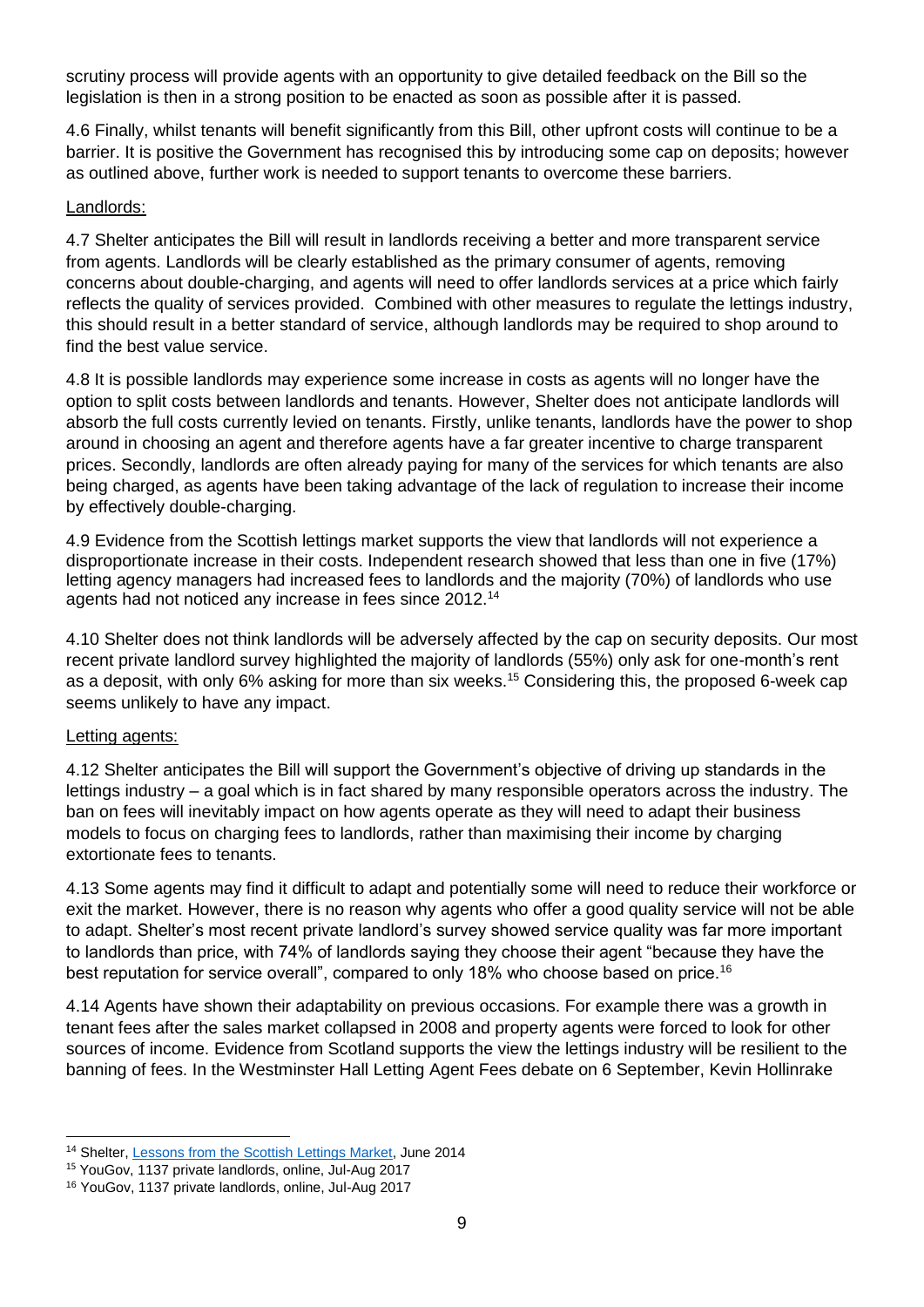scrutiny process will provide agents with an opportunity to give detailed feedback on the Bill so the legislation is then in a strong position to be enacted as soon as possible after it is passed.

4.6 Finally, whilst tenants will benefit significantly from this Bill, other upfront costs will continue to be a barrier. It is positive the Government has recognised this by introducing some cap on deposits; however as outlined above, further work is needed to support tenants to overcome these barriers.

Landlords:

4.7 Shelter anticipates the Bill will result in landlords receiving a better and more transparent service from agents. Landlords will be clearly established as the primary consumer of agents, removing concerns about double-charging, and agents will need to offer landlords services at a price which fairly reflects the quality of services provided. Combined with other measures to regulate the lettings industry, this should result in a better standard of service, although landlords may be required to shop around to find the best value service.

4.8 It is possible landlords may experience some increase in costs as agents will no longer have the option to split costs between landlords and tenants. However, Shelter does not anticipate landlords will absorb the full costs currently levied on tenants. Firstly, unlike tenants, landlords have the power to shop around in choosing an agent and therefore agents have a far greater incentive to charge transparent prices. Secondly, landlords are often already paying for many of the services for which tenants are also being charged, as agents have been taking advantage of the lack of regulation to increase their income by effectively double-charging.

4.9 Evidence from the Scottish lettings market supports the view that landlords will not experience a disproportionate increase in their costs. Independent research showed that less than one in five (17%) letting agency managers had increased fees to landlords and the majority (70%) of landlords who use agents had not noticed any increase in fees since 2012.[14]

4.10 Shelter does not think landlords will be adversely affected by the cap on security deposits. Our most recent private landlord survey highlighted the majority of landlords (55%) only ask for one-month's rent as a deposit, with only 6% asking for more than six weeks.[15] Considering this, the proposed 6-week cap seems unlikely to have any impact.

Letting agents:

4.12 Shelter anticipates the Bill will support the Government's objective of driving up standards in the lettings industry – a goal which is in fact shared by many responsible operators across the industry. The ban on fees will inevitably impact on how agents operate as they will need to adapt their business models to focus on charging fees to landlords, rather than maximising their income by charging extortionate fees to tenants.

4.13 Some agents may find it difficult to adapt and potentially some will need to reduce their workforce or exit the market. However, there is no reason why agents who offer a good quality service will not be able to adapt. Shelter's most recent private landlord's survey showed service quality was far more important to landlords than price, with 74% of landlords saying they choose their agent "because they have the best reputation for service overall", compared to only 18% who choose based on price.[16]

4.14 Agents have shown their adaptability on previous occasions. For example there was a growth in tenant fees after the sales market collapsed in 2008 and property agents were forced to look for other sources of income. Evidence from Scotland supports the view the lettings industry will be resilient to the banning of fees. In the Westminster Hall Letting Agent Fees debate on 6 September, Kevin Hollinrake

---

[14] Shelter, Lessons from the Scottish Lettings Market, June 2014

[15] YouGov, 1137 private landlords, online, Jul-Aug 2017

[16] YouGov, 1137 private landlords, online, Jul-Aug 2017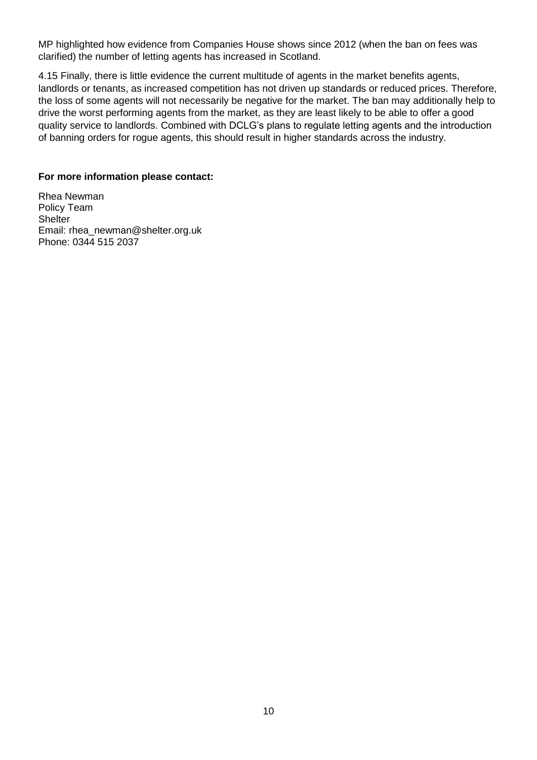MP highlighted how evidence from Companies House shows since 2012 (when the ban on fees was clarified) the number of letting agents has increased in Scotland.

4.15 Finally, there is little evidence the current multitude of agents in the market benefits agents, landlords or tenants, as increased competition has not driven up standards or reduced prices. Therefore, the loss of some agents will not necessarily be negative for the market. The ban may additionally help to drive the worst performing agents from the market, as they are least likely to be able to offer a good quality service to landlords. Combined with DCLG's plans to regulate letting agents and the introduction of banning orders for rogue agents, this should result in higher standards across the industry.

**For more information please contact:**

Rhea Newman
Policy Team
Shelter
Email: rhea_newman@shelter.org.uk
Phone: 0344 515 2037